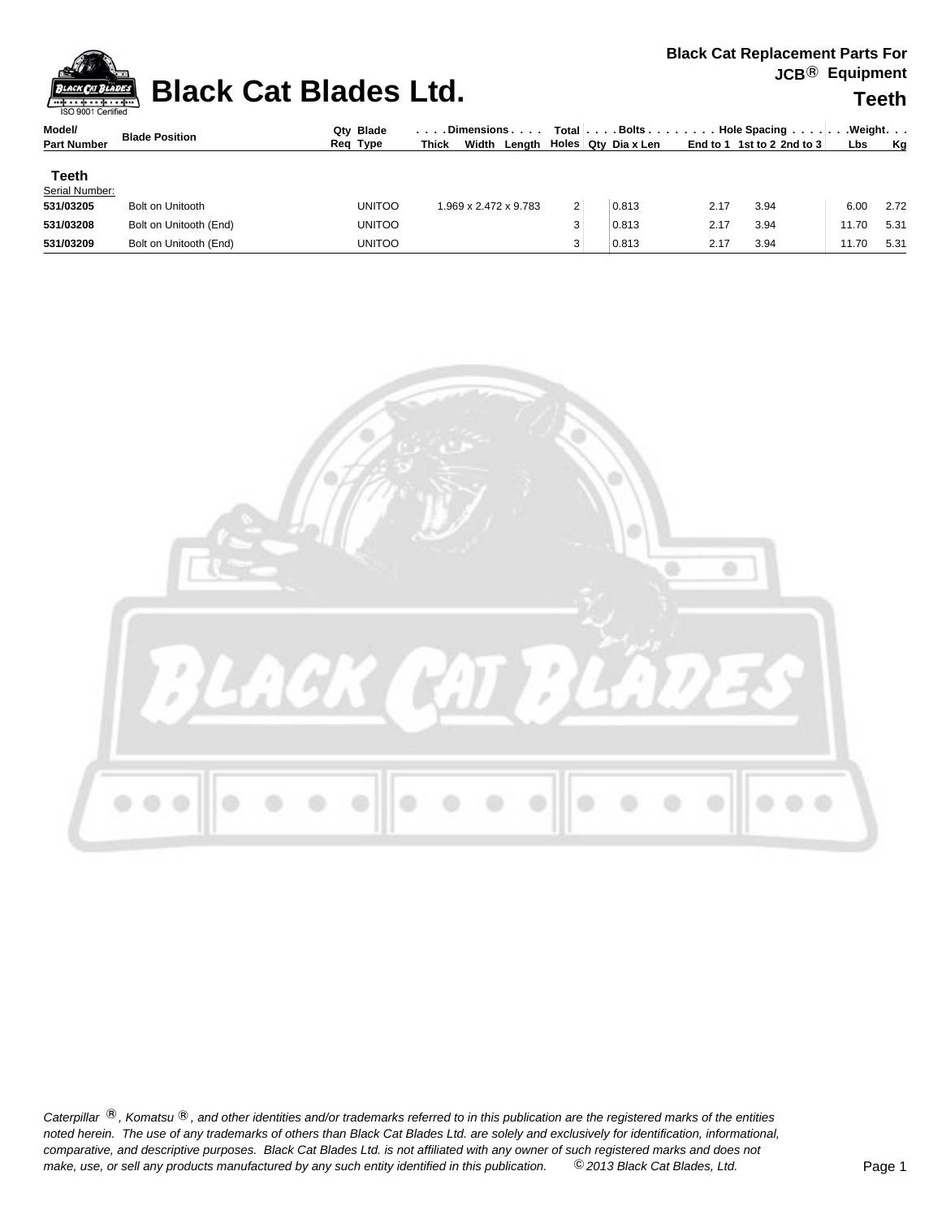# Black Cat Blades Ltd.

**Black Cat Replacement Parts For JCB® Equipment**

## Teeth

| Model/ Part Number | Blade Position | Qty Req | Blade Type | Dimensions Thick | Width | Length | Total Holes | Bolts Qty | Dia x Len | Hole Spacing End to 1 | 1st to 2 | 2nd to 3 | Weight Lbs | Kg |
|---|---|---|---|---|---|---|---|---|---|---|---|---|---|---|
| **Teeth** | | | | | | | | | | | | | | |
| Serial Number: | | | | | | | | | | | | | | |
| **531/03205** | Bolt on Unitooth | | UNITOO | 1.969 x 2.472 x 9.783 | | | 2 | | 0.813 | 2.17 | 3.94 | | 6.00 | 2.72 |
| **531/03208** | Bolt on Unitooth (End) | | UNITOO | | | | 3 | | 0.813 | 2.17 | 3.94 | | 11.70 | 5.31 |
| **531/03209** | Bolt on Unitooth (End) | | UNITOO | | | | 3 | | 0.813 | 2.17 | 3.94 | | 11.70 | 5.31 |

*Caterpillar ®, Komatsu ®, and other identities and/or trademarks referred to in this publication are the registered marks of the entities noted herein. The use of any trademarks of others than Black Cat Blades Ltd. are solely and exclusively for identification, informational, comparative, and descriptive purposes. Black Cat Blades Ltd. is not affiliated with any owner of such registered marks and does not make, use, or sell any products manufactured by any such entity identified in this publication. © 2013 Black Cat Blades, Ltd.*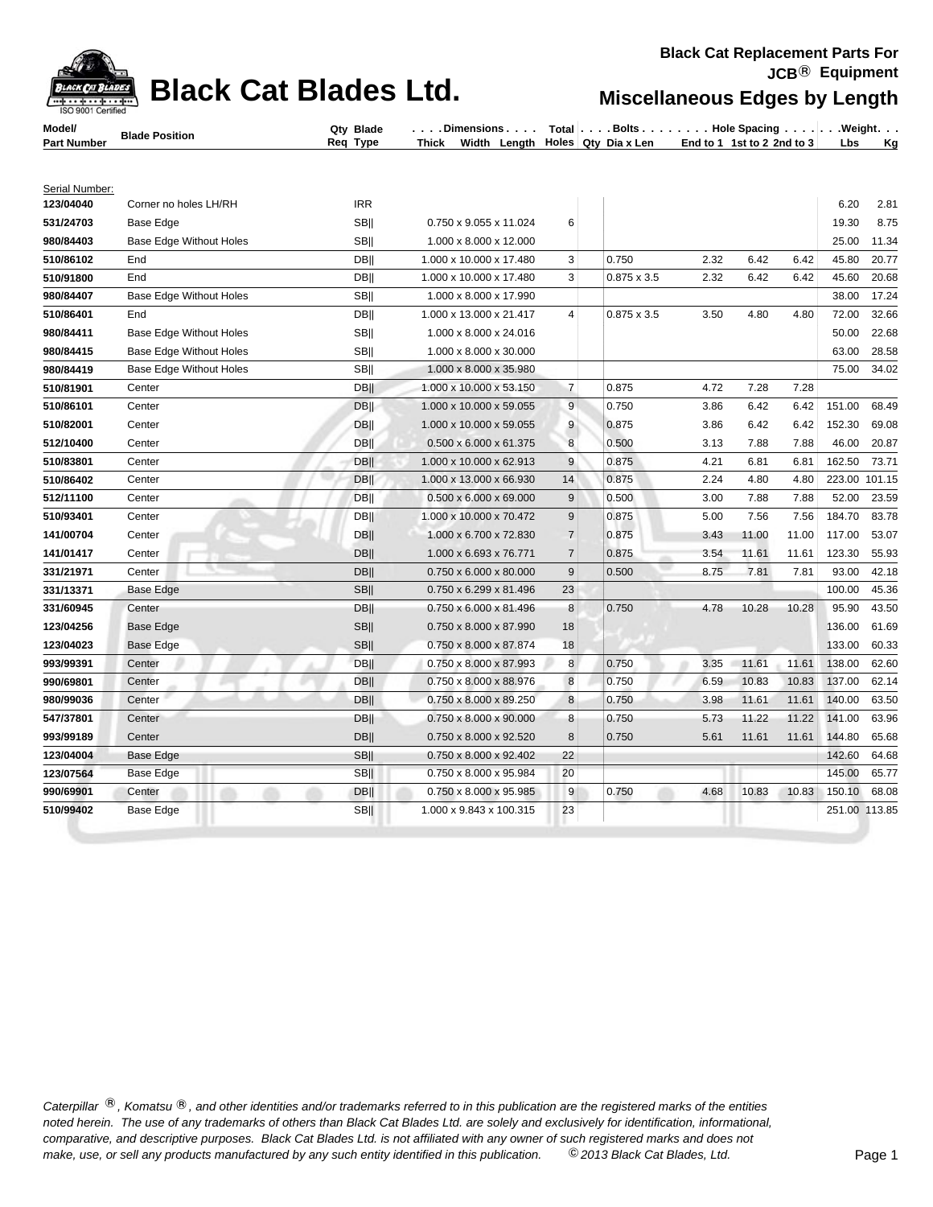# Black Cat Blades Ltd.

**Black Cat Replacement Parts For JCB® Equipment**

**Miscellaneous Edges by Length**

| Model/ Part Number | Blade Position | Qty Req | Blade Type | Dimensions Thick Width Length | Total Holes | Bolts Qty | Bolts Dia x Len | Hole Spacing End to 1 | Hole Spacing 1st to 2 | Hole Spacing 2nd to 3 | Weight Lbs | Weight Kg |
|---|---|---|---|---|---|---|---|---|---|---|---|---|
| Serial Number: | | | | | | | | | | | | |
| **123/04040** | Corner no holes LH/RH | | IRR | | | | | | | | 6.20 | 2.81 |
| **531/24703** | Base Edge | | SB\|\| | 0.750 x 9.055 x 11.024 | 6 | | | | | | 19.30 | 8.75 |
| **980/84403** | Base Edge Without Holes | | SB\|\| | 1.000 x 8.000 x 12.000 | | | | | | | 25.00 | 11.34 |
| **510/86102** | End | | DB\|\| | 1.000 x 10.000 x 17.480 | 3 | | 0.750 | 2.32 | 6.42 | 6.42 | 45.80 | 20.77 |
| **510/91800** | End | | DB\|\| | 1.000 x 10.000 x 17.480 | 3 | | 0.875 x 3.5 | 2.32 | 6.42 | 6.42 | 45.60 | 20.68 |
| **980/84407** | Base Edge Without Holes | | SB\|\| | 1.000 x 8.000 x 17.990 | | | | | | | 38.00 | 17.24 |
| **510/86401** | End | | DB\|\| | 1.000 x 13.000 x 21.417 | 4 | | 0.875 x 3.5 | 3.50 | 4.80 | 4.80 | 72.00 | 32.66 |
| **980/84411** | Base Edge Without Holes | | SB\|\| | 1.000 x 8.000 x 24.016 | | | | | | | 50.00 | 22.68 |
| **980/84415** | Base Edge Without Holes | | SB\|\| | 1.000 x 8.000 x 30.000 | | | | | | | 63.00 | 28.58 |
| **980/84419** | Base Edge Without Holes | | SB\|\| | 1.000 x 8.000 x 35.980 | | | | | | | 75.00 | 34.02 |
| **510/81901** | Center | | DB\|\| | 1.000 x 10.000 x 53.150 | 7 | | 0.875 | 4.72 | 7.28 | 7.28 | | |
| **510/86101** | Center | | DB\|\| | 1.000 x 10.000 x 59.055 | 9 | | 0.750 | 3.86 | 6.42 | 6.42 | 151.00 | 68.49 |
| **510/82001** | Center | | DB\|\| | 1.000 x 10.000 x 59.055 | 9 | | 0.875 | 3.86 | 6.42 | 6.42 | 152.30 | 69.08 |
| **512/10400** | Center | | DB\|\| | 0.500 x 6.000 x 61.375 | 8 | | 0.500 | 3.13 | 7.88 | 7.88 | 46.00 | 20.87 |
| **510/83801** | Center | | DB\|\| | 1.000 x 10.000 x 62.913 | 9 | | 0.875 | 4.21 | 6.81 | 6.81 | 162.50 | 73.71 |
| **510/86402** | Center | | DB\|\| | 1.000 x 13.000 x 66.930 | 14 | | 0.875 | 2.24 | 4.80 | 4.80 | 223.00 | 101.15 |
| **512/11100** | Center | | DB\|\| | 0.500 x 6.000 x 69.000 | 9 | | 0.500 | 3.00 | 7.88 | 7.88 | 52.00 | 23.59 |
| **510/93401** | Center | | DB\|\| | 1.000 x 10.000 x 70.472 | 9 | | 0.875 | 5.00 | 7.56 | 7.56 | 184.70 | 83.78 |
| **141/00704** | Center | | DB\|\| | 1.000 x 6.700 x 72.830 | 7 | | 0.875 | 3.43 | 11.00 | 11.00 | 117.00 | 53.07 |
| **141/01417** | Center | | DB\|\| | 1.000 x 6.693 x 76.771 | 7 | | 0.875 | 3.54 | 11.61 | 11.61 | 123.30 | 55.93 |
| **331/21971** | Center | | DB\|\| | 0.750 x 6.000 x 80.000 | 9 | | 0.500 | 8.75 | 7.81 | 7.81 | 93.00 | 42.18 |
| **331/13371** | Base Edge | | SB\|\| | 0.750 x 6.299 x 81.496 | 23 | | | | | | 100.00 | 45.36 |
| **331/60945** | Center | | DB\|\| | 0.750 x 6.000 x 81.496 | 8 | | 0.750 | 4.78 | 10.28 | 10.28 | 95.90 | 43.50 |
| **123/04256** | Base Edge | | SB\|\| | 0.750 x 8.000 x 87.990 | 18 | | | | | | 136.00 | 61.69 |
| **123/04023** | Base Edge | | SB\|\| | 0.750 x 8.000 x 87.874 | 18 | | | | | | 133.00 | 60.33 |
| **993/99391** | Center | | DB\|\| | 0.750 x 8.000 x 87.993 | 8 | | 0.750 | 3.35 | 11.61 | 11.61 | 138.00 | 62.60 |
| **990/69801** | Center | | DB\|\| | 0.750 x 8.000 x 88.976 | 8 | | 0.750 | 6.59 | 10.83 | 10.83 | 137.00 | 62.14 |
| **980/99036** | Center | | DB\|\| | 0.750 x 8.000 x 89.250 | 8 | | 0.750 | 3.98 | 11.61 | 11.61 | 140.00 | 63.50 |
| **547/37801** | Center | | DB\|\| | 0.750 x 8.000 x 90.000 | 8 | | 0.750 | 5.73 | 11.22 | 11.22 | 141.00 | 63.96 |
| **993/99189** | Center | | DB\|\| | 0.750 x 8.000 x 92.520 | 8 | | 0.750 | 5.61 | 11.61 | 11.61 | 144.80 | 65.68 |
| **123/04004** | Base Edge | | SB\|\| | 0.750 x 8.000 x 92.402 | 22 | | | | | | 142.60 | 64.68 |
| **123/07564** | Base Edge | | SB\|\| | 0.750 x 8.000 x 95.984 | 20 | | | | | | 145.00 | 65.77 |
| **990/69901** | Center | | DB\|\| | 0.750 x 8.000 x 95.985 | 9 | | 0.750 | 4.68 | 10.83 | 10.83 | 150.10 | 68.08 |
| **510/99402** | Base Edge | | SB\|\| | 1.000 x 9.843 x 100.315 | 23 | | | | | | 251.00 | 113.85 |

*Caterpillar ®, Komatsu ®, and other identities and/or trademarks referred to in this publication are the registered marks of the entities noted herein. The use of any trademarks of others than Black Cat Blades Ltd. are solely and exclusively for identification, informational, comparative, and descriptive purposes. Black Cat Blades Ltd. is not affiliated with any owner of such registered marks and does not make, use, or sell any products manufactured by any such entity identified in this publication. © 2013 Black Cat Blades, Ltd.*